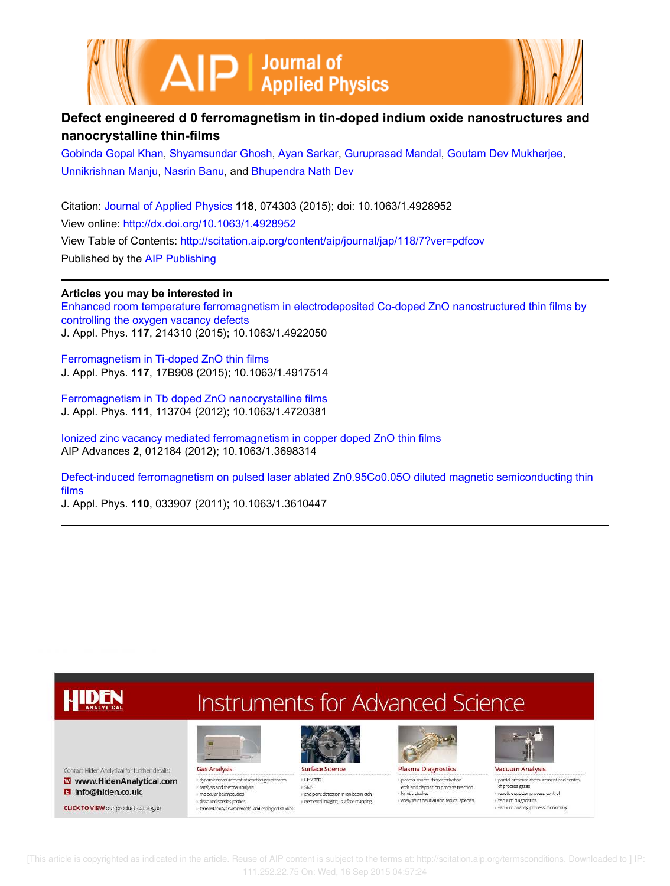# Defect engineered d 0 ferromagnetism in tin-doped indium oxide nanostructures and nanocrystalline thin-films

Gobinda Gopal Khan, Shyamsundar Ghosh, Ayan Sarkar, Guruprasad Mandal, Goutam Dev Mukherjee, Unnikrishnan Manju, Nasrin Banu, and Bhupendra Nath Dev

Citation: Journal of Applied Physics **118**, 074303 (2015); doi: 10.1063/1.4928952

View online: http://dx.doi.org/10.1063/1.4928952

View Table of Contents: http://scitation.aip.org/content/aip/journal/jap/118/7?ver=pdfcov

Published by the AIP Publishing

**Articles you may be interested in**

Enhanced room temperature ferromagnetism in electrodeposited Co-doped ZnO nanostructured thin films by controlling the oxygen vacancy defects
J. Appl. Phys. **117**, 214310 (2015); 10.1063/1.4922050

Ferromagnetism in Ti-doped ZnO thin films
J. Appl. Phys. **117**, 17B908 (2015); 10.1063/1.4917514

Ferromagnetism in Tb doped ZnO nanocrystalline films
J. Appl. Phys. **111**, 113704 (2012); 10.1063/1.4720381

Ionized zinc vacancy mediated ferromagnetism in copper doped ZnO thin films
AIP Advances **2**, 012184 (2012); 10.1063/1.3698314

Defect-induced ferromagnetism on pulsed laser ablated Zn0.95Co0.05O diluted magnetic semiconducting thin films
J. Appl. Phys. **110**, 033907 (2011); 10.1063/1.3610447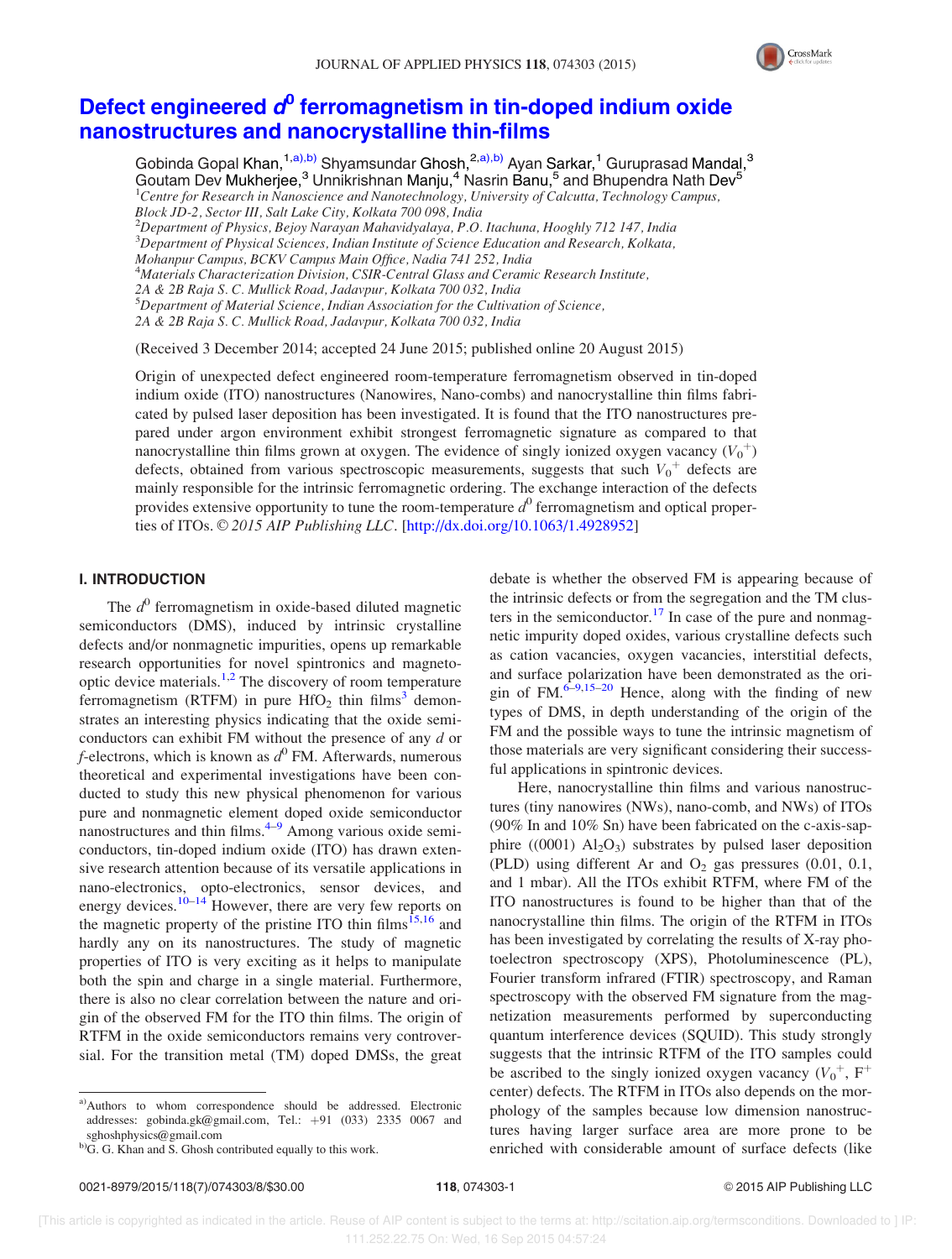# Defect engineered $d^0$ ferromagnetism in tin-doped indium oxide nanostructures and nanocrystalline thin-films

Gobinda Gopal Khan,[1,a),b)] Shyamsundar Ghosh,[2,a),b)] Ayan Sarkar,[1] Guruprasad Mandal,[3] Goutam Dev Mukherjee,[3] Unnikrishnan Manju,[4] Nasrin Banu,[5] and Bhupendra Nath Dev[5]

[1]Centre for Research in Nanoscience and Nanotechnology, University of Calcutta, Technology Campus, Block JD-2, Sector III, Salt Lake City, Kolkata 700 098, India
[2]Department of Physics, Bejoy Narayan Mahavidyalaya, P.O. Itachuna, Hooghly 712 147, India
[3]Department of Physical Sciences, Indian Institute of Science Education and Research, Kolkata, Mohanpur Campus, BCKV Campus Main Office, Nadia 741 252, India
[4]Materials Characterization Division, CSIR-Central Glass and Ceramic Research Institute, 2A & 2B Raja S. C. Mullick Road, Jadavpur, Kolkata 700 032, India
[5]Department of Material Science, Indian Association for the Cultivation of Science, 2A & 2B Raja S. C. Mullick Road, Jadavpur, Kolkata 700 032, India

(Received 3 December 2014; accepted 24 June 2015; published online 20 August 2015)

Origin of unexpected defect engineered room-temperature ferromagnetism observed in tin-doped indium oxide (ITO) nanostructures (Nanowires, Nano-combs) and nanocrystalline thin films fabricated by pulsed laser deposition has been investigated. It is found that the ITO nanostructures prepared under argon environment exhibit strongest ferromagnetic signature as compared to that nanocrystalline thin films grown at oxygen. The evidence of singly ionized oxygen vacancy ($V_0^+$) defects, obtained from various spectroscopic measurements, suggests that such $V_0^+$ defects are mainly responsible for the intrinsic ferromagnetic ordering. The exchange interaction of the defects provides extensive opportunity to tune the room-temperature $d^0$ ferromagnetism and optical properties of ITOs. © *2015 AIP Publishing LLC*. [http://dx.doi.org/10.1063/1.4928952]

## I. INTRODUCTION

The $d^0$ ferromagnetism in oxide-based diluted magnetic semiconductors (DMS), induced by intrinsic crystalline defects and/or nonmagnetic impurities, opens up remarkable research opportunities for novel spintronics and magneto-optic device materials.[1,2] The discovery of room temperature ferromagnetism (RTFM) in pure $HfO_2$ thin films[3] demonstrates an interesting physics indicating that the oxide semiconductors can exhibit FM without the presence of any *d* or *f*-electrons, which is known as $d^0$ FM. Afterwards, numerous theoretical and experimental investigations have been conducted to study this new physical phenomenon for various pure and nonmagnetic element doped oxide semiconductor nanostructures and thin films.[4–9] Among various oxide semiconductors, tin-doped indium oxide (ITO) has drawn extensive research attention because of its versatile applications in nano-electronics, opto-electronics, sensor devices, and energy devices.[10–14] However, there are very few reports on the magnetic property of the pristine ITO thin films[15,16] and hardly any on its nanostructures. The study of magnetic properties of ITO is very exciting as it helps to manipulate both the spin and charge in a single material. Furthermore, there is also no clear correlation between the nature and origin of the observed FM for the ITO thin films. The origin of RTFM in the oxide semiconductors remains very controversial. For the transition metal (TM) doped DMSs, the great debate is whether the observed FM is appearing because of the intrinsic defects or from the segregation and the TM clusters in the semiconductor.[17] In case of the pure and nonmagnetic impurity doped oxides, various crystalline defects such as cation vacancies, oxygen vacancies, interstitial defects, and surface polarization have been demonstrated as the origin of FM.[6–9,15–20] Hence, along with the finding of new types of DMS, in depth understanding of the origin of the FM and the possible ways to tune the intrinsic magnetism of those materials are very significant considering their successful applications in spintronic devices.

Here, nanocrystalline thin films and various nanostructures (tiny nanowires (NWs), nano-comb, and NWs) of ITOs (90% In and 10% Sn) have been fabricated on the c-axis-sapphire ((0001) $Al_2O_3$) substrates by pulsed laser deposition (PLD) using different Ar and $O_2$ gas pressures (0.01, 0.1, and 1 mbar). All the ITOs exhibit RTFM, where FM of the ITO nanostructures is found to be higher than that of the nanocrystalline thin films. The origin of the RTFM in ITOs has been investigated by correlating the results of X-ray photoelectron spectroscopy (XPS), Photoluminescence (PL), Fourier transform infrared (FTIR) spectroscopy, and Raman spectroscopy with the observed FM signature from the magnetization measurements performed by superconducting quantum interference devices (SQUID). This study strongly suggests that the intrinsic RTFM of the ITO samples could be ascribed to the singly ionized oxygen vacancy ($V_0^+$, $F^+$ center) defects. The RTFM in ITOs also depends on the morphology of the samples because low dimension nanostructures having larger surface area are more prone to be enriched with considerable amount of surface defects (like

---

a)Authors to whom correspondence should be addressed. Electronic addresses: gobinda.gk@gmail.com, Tel.: +91 (033) 2335 0067 and sghoshphysics@gmail.com
b)G. G. Khan and S. Ghosh contributed equally to this work.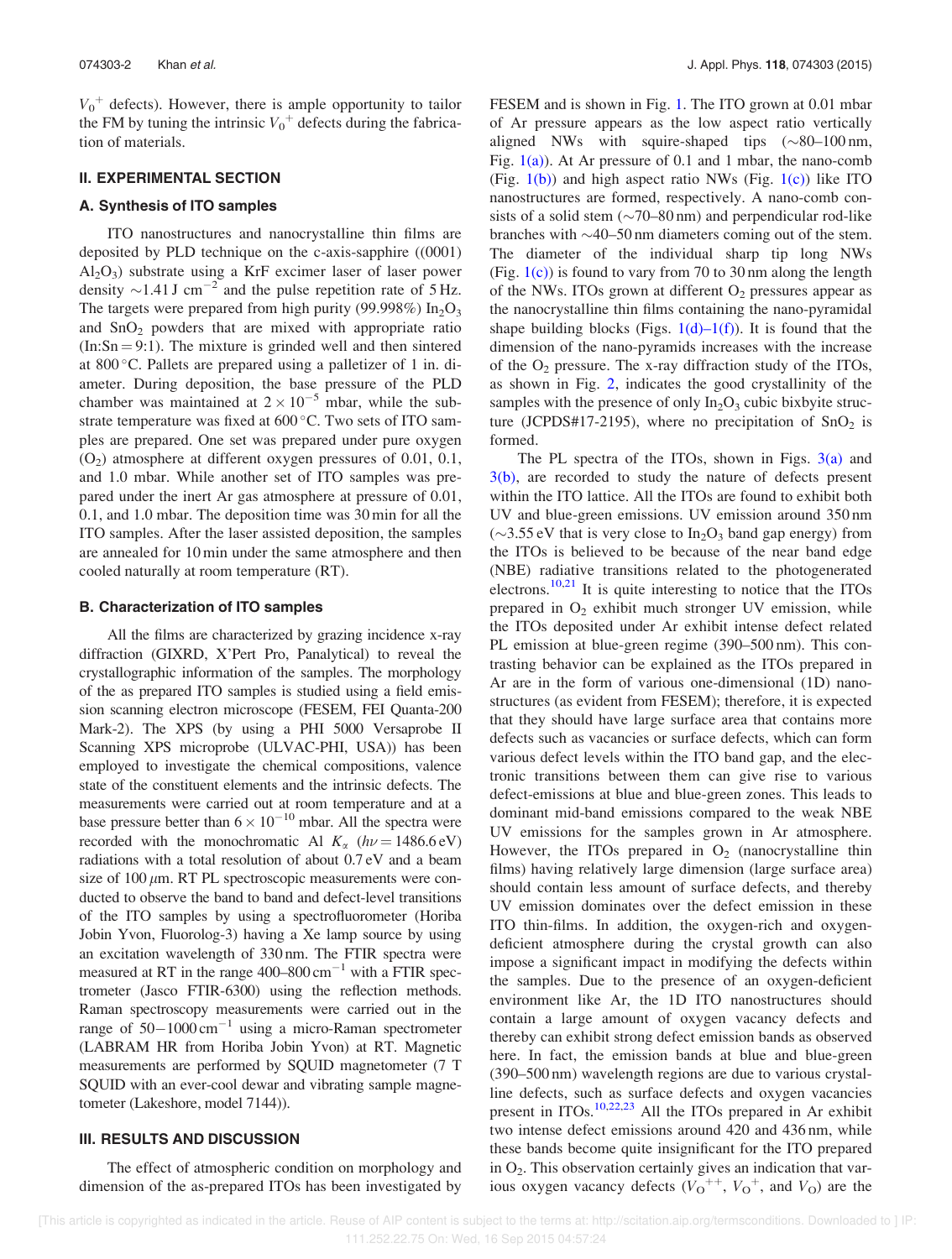$V_0^+$ defects). However, there is ample opportunity to tailor the FM by tuning the intrinsic $V_0^+$ defects during the fabrication of materials.

## II. EXPERIMENTAL SECTION

### A. Synthesis of ITO samples

ITO nanostructures and nanocrystalline thin films are deposited by PLD technique on the c-axis-sapphire ((0001) $Al_2O_3$) substrate using a KrF excimer laser of laser power density $\sim$1.41 J cm$^{-2}$ and the pulse repetition rate of 5 Hz. The targets were prepared from high purity (99.998%) $In_2O_3$ and $SnO_2$ powders that are mixed with appropriate ratio (In:Sn = 9:1). The mixture is grinded well and then sintered at 800 °C. Pallets are prepared using a palletizer of 1 in. diameter. During deposition, the base pressure of the PLD chamber was maintained at $2 \times 10^{-5}$ mbar, while the substrate temperature was fixed at 600 °C. Two sets of ITO samples are prepared. One set was prepared under pure oxygen ($O_2$) atmosphere at different oxygen pressures of 0.01, 0.1, and 1.0 mbar. While another set of ITO samples was prepared under the inert Ar gas atmosphere at pressure of 0.01, 0.1, and 1.0 mbar. The deposition time was 30 min for all the ITO samples. After the laser assisted deposition, the samples are annealed for 10 min under the same atmosphere and then cooled naturally at room temperature (RT).

### B. Characterization of ITO samples

All the films are characterized by grazing incidence x-ray diffraction (GIXRD, X'Pert Pro, Panalytical) to reveal the crystallographic information of the samples. The morphology of the as prepared ITO samples is studied using a field emission scanning electron microscope (FESEM, FEI Quanta-200 Mark-2). The XPS (by using a PHI 5000 Versaprobe II Scanning XPS microprobe (ULVAC-PHI, USA)) has been employed to investigate the chemical compositions, valence state of the constituent elements and the intrinsic defects. The measurements were carried out at room temperature and at a base pressure better than $6 \times 10^{-10}$ mbar. All the spectra were recorded with the monochromatic Al $K_\alpha$ ($h\nu = 1486.6$ eV) radiations with a total resolution of about 0.7 eV and a beam size of 100 $\mu$m. RT PL spectroscopic measurements were conducted to observe the band to band and defect-level transitions of the ITO samples by using a spectrofluorometer (Horiba Jobin Yvon, Fluorolog-3) having a Xe lamp source by using an excitation wavelength of 330 nm. The FTIR spectra were measured at RT in the range 400–800 cm$^{-1}$ with a FTIR spectrometer (Jasco FTIR-6300) using the reflection methods. Raman spectroscopy measurements were carried out in the range of 50–1000 cm$^{-1}$ using a micro-Raman spectrometer (LABRAM HR from Horiba Jobin Yvon) at RT. Magnetic measurements are performed by SQUID magnetometer (7 T SQUID with an ever-cool dewar and vibrating sample magnetometer (Lakeshore, model 7144)).

## III. RESULTS AND DISCUSSION

The effect of atmospheric condition on morphology and dimension of the as-prepared ITOs has been investigated by FESEM and is shown in Fig. 1. The ITO grown at 0.01 mbar of Ar pressure appears as the low aspect ratio vertically aligned NWs with squire-shaped tips ($\sim$80–100 nm, Fig. 1(a)). At Ar pressure of 0.1 and 1 mbar, the nano-comb (Fig. 1(b)) and high aspect ratio NWs (Fig. 1(c)) like ITO nanostructures are formed, respectively. A nano-comb consists of a solid stem ($\sim$70–80 nm) and perpendicular rod-like branches with $\sim$40–50 nm diameters coming out of the stem. The diameter of the individual sharp tip long NWs (Fig. 1(c)) is found to vary from 70 to 30 nm along the length of the NWs. ITOs grown at different $O_2$ pressures appear as the nanocrystalline thin films containing the nano-pyramidal shape building blocks (Figs. 1(d)–1(f)). It is found that the dimension of the nano-pyramids increases with the increase of the $O_2$ pressure. The x-ray diffraction study of the ITOs, as shown in Fig. 2, indicates the good crystallinity of the samples with the presence of only $In_2O_3$ cubic bixbyite structure (JCPDS#17-2195), where no precipitation of $SnO_2$ is formed.

The PL spectra of the ITOs, shown in Figs. 3(a) and 3(b), are recorded to study the nature of defects present within the ITO lattice. All the ITOs are found to exhibit both UV and blue-green emissions. UV emission around 350 nm ($\sim$3.55 eV that is very close to $In_2O_3$ band gap energy) from the ITOs is believed to be because of the near band edge (NBE) radiative transitions related to the photogenerated electrons.[10,21] It is quite interesting to notice that the ITOs prepared in $O_2$ exhibit much stronger UV emission, while the ITOs deposited under Ar exhibit intense defect related PL emission at blue-green regime (390–500 nm). This contrasting behavior can be explained as the ITOs prepared in Ar are in the form of various one-dimensional (1D) nanostructures (as evident from FESEM); therefore, it is expected that they should have large surface area that contains more defects such as vacancies or surface defects, which can form various defect levels within the ITO band gap, and the electronic transitions between them can give rise to various defect-emissions at blue and blue-green zones. This leads to dominant mid-band emissions compared to the weak NBE UV emissions for the samples grown in Ar atmosphere. However, the ITOs prepared in $O_2$ (nanocrystalline thin films) having relatively large dimension (large surface area) should contain less amount of surface defects, and thereby UV emission dominates over the defect emission in these ITO thin-films. In addition, the oxygen-rich and oxygen-deficient atmosphere during the crystal growth can also impose a significant impact in modifying the defects within the samples. Due to the presence of an oxygen-deficient environment like Ar, the 1D ITO nanostructures should contain a large amount of oxygen vacancy defects and thereby can exhibit strong defect emission bands as observed here. In fact, the emission bands at blue and blue-green (390–500 nm) wavelength regions are due to various crystalline defects, such as surface defects and oxygen vacancies present in ITOs.[10,22,23] All the ITOs prepared in Ar exhibit two intense defect emissions around 420 and 436 nm, while these bands become quite insignificant for the ITO prepared in $O_2$. This observation certainly gives an indication that various oxygen vacancy defects ($V_O^{++}$, $V_O^+$, and $V_O$) are the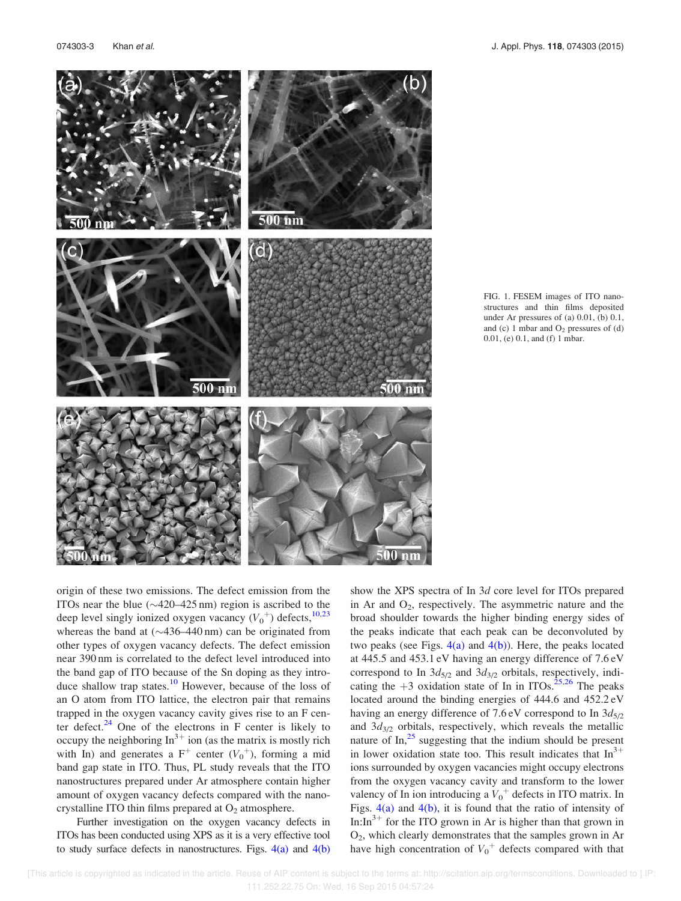FIG. 1. FESEM images of ITO nanostructures and thin films deposited under Ar pressures of (a) 0.01, (b) 0.1, and (c) 1 mbar and $O_2$ pressures of (d) 0.01, (e) 0.1, and (f) 1 mbar.

origin of these two emissions. The defect emission from the ITOs near the blue (∼420–425 nm) region is ascribed to the deep level singly ionized oxygen vacancy ($V_0^+$) defects,[10,23] whereas the band at (∼436–440 nm) can be originated from other types of oxygen vacancy defects. The defect emission near 390 nm is correlated to the defect level introduced into the band gap of ITO because of the Sn doping as they introduce shallow trap states.[10] However, because of the loss of an O atom from ITO lattice, the electron pair that remains trapped in the oxygen vacancy cavity gives rise to an F center defect.[24] One of the electrons in F center is likely to occupy the neighboring $In^{3+}$ ion (as the matrix is mostly rich with In) and generates a $F^+$ center ($V_0^+$), forming a mid band gap state in ITO. Thus, PL study reveals that the ITO nanostructures prepared under Ar atmosphere contain higher amount of oxygen vacancy defects compared with the nanocrystalline ITO thin films prepared at $O_2$ atmosphere.

Further investigation on the oxygen vacancy defects in ITOs has been conducted using XPS as it is a very effective tool to study surface defects in nanostructures. Figs. 4(a) and 4(b) show the XPS spectra of In 3*d* core level for ITOs prepared in Ar and $O_2$, respectively. The asymmetric nature and the broad shoulder towards the higher binding energy sides of the peaks indicate that each peak can be deconvoluted by two peaks (see Figs. 4(a) and 4(b)). Here, the peaks located at 445.5 and 453.1 eV having an energy difference of 7.6 eV correspond to In $3d_{5/2}$ and $3d_{3/2}$ orbitals, respectively, indicating the +3 oxidation state of In in ITOs.[25,26] The peaks located around the binding energies of 444.6 and 452.2 eV having an energy difference of 7.6 eV correspond to In $3d_{5/2}$ and $3d_{3/2}$ orbitals, respectively, which reveals the metallic nature of In,[25] suggesting that the indium should be present in lower oxidation state too. This result indicates that $In^{3+}$ ions surrounded by oxygen vacancies might occupy electrons from the oxygen vacancy cavity and transform to the lower valency of In ion introducing a $V_0^+$ defects in ITO matrix. In Figs. 4(a) and 4(b), it is found that the ratio of intensity of $In{:}In^{3+}$ for the ITO grown in Ar is higher than that grown in $O_2$, which clearly demonstrates that the samples grown in Ar have high concentration of $V_0^+$ defects compared with that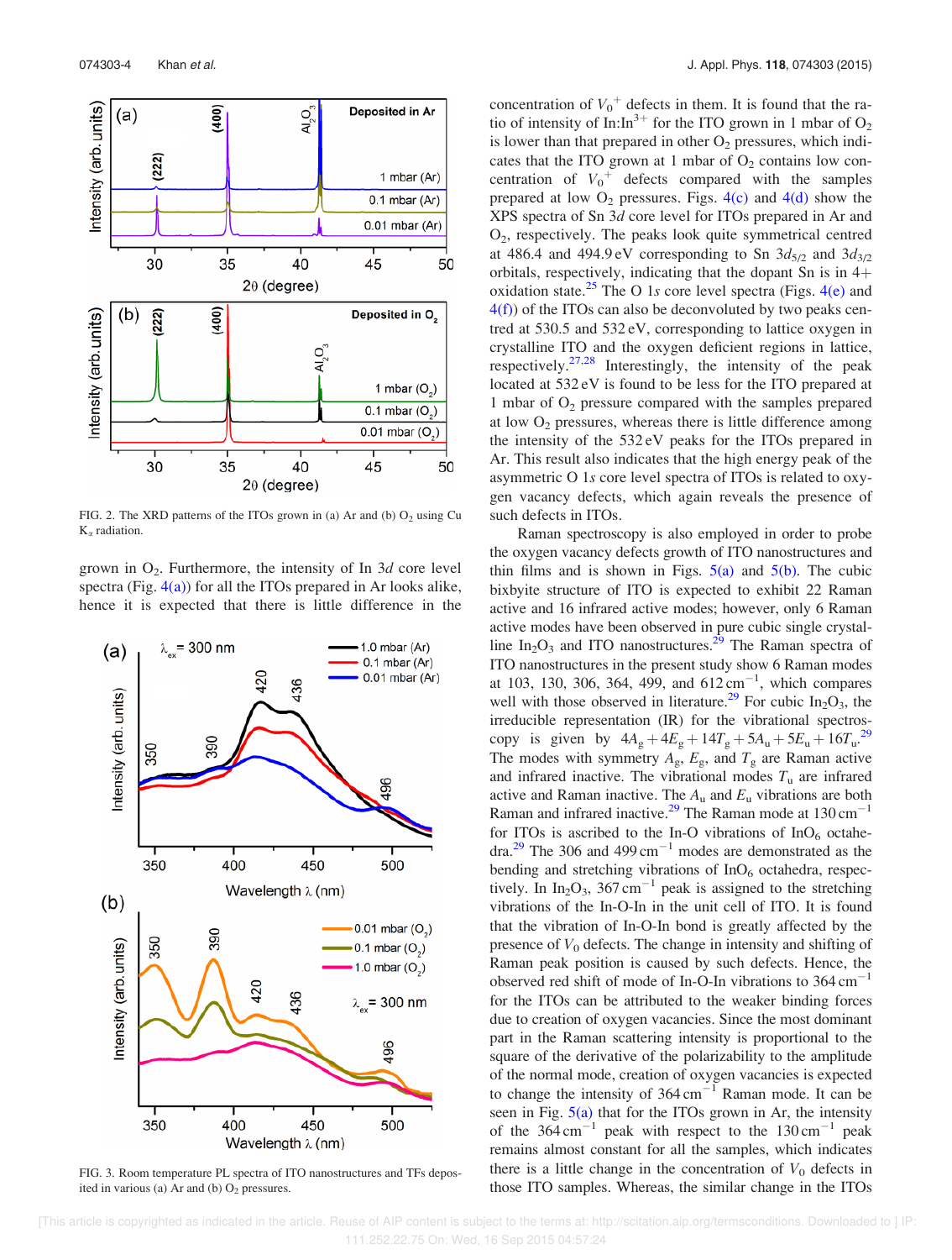FIG. 2. The XRD patterns of the ITOs grown in (a) Ar and (b) $O_2$ using Cu $K_\alpha$ radiation.

grown in $O_2$. Furthermore, the intensity of In 3*d* core level spectra (Fig. 4(a)) for all the ITOs prepared in Ar looks alike, hence it is expected that there is little difference in the concentration of $V_0^+$ defects in them. It is found that the ratio of intensity of In:$In^{3+}$ for the ITO grown in 1 mbar of $O_2$ is lower than that prepared in other $O_2$ pressures, which indicates that the ITO grown at 1 mbar of $O_2$ contains low concentration of $V_0^+$ defects compared with the samples prepared at low $O_2$ pressures. Figs. 4(c) and 4(d) show the XPS spectra of Sn 3*d* core level for ITOs prepared in Ar and $O_2$, respectively. The peaks look quite symmetrical centred at 486.4 and 494.9 eV corresponding to Sn $3d_{5/2}$ and $3d_{3/2}$ orbitals, respectively, indicating that the dopant Sn is in 4+ oxidation state.[25] The O 1*s* core level spectra (Figs. 4(e) and 4(f)) of the ITOs can also be deconvoluted by two peaks centred at 530.5 and 532 eV, corresponding to lattice oxygen in crystalline ITO and the oxygen deficient regions in lattice, respectively.[27,28] Interestingly, the intensity of the peak located at 532 eV is found to be less for the ITO prepared at 1 mbar of $O_2$ pressure compared with the samples prepared at low $O_2$ pressures, whereas there is little difference among the intensity of the 532 eV peaks for the ITOs prepared in Ar. This result also indicates that the high energy peak of the asymmetric O 1*s* core level spectra of ITOs is related to oxygen vacancy defects, which again reveals the presence of such defects in ITOs.

FIG. 3. Room temperature PL spectra of ITO nanostructures and TFs deposited in various (a) Ar and (b) $O_2$ pressures.

Raman spectroscopy is also employed in order to probe the oxygen vacancy defects growth of ITO nanostructures and thin films and is shown in Figs. 5(a) and 5(b). The cubic bixbyite structure of ITO is expected to exhibit 22 Raman active and 16 infrared active modes; however, only 6 Raman active modes have been observed in pure cubic single crystalline $In_2O_3$ and ITO nanostructures.[29] The Raman spectra of ITO nanostructures in the present study show 6 Raman modes at 103, 130, 306, 364, 499, and 612 $cm^{-1}$, which compares well with those observed in literature.[29] For cubic $In_2O_3$, the irreducible representation (IR) for the vibrational spectroscopy is given by $4A_g + 4E_g + 14T_g + 5A_u + 5E_u + 16T_u$.[29] The modes with symmetry $A_g$, $E_g$, and $T_g$ are Raman active and infrared inactive. The vibrational modes $T_u$ are infrared active and Raman inactive. The $A_u$ and $E_u$ vibrations are both Raman and infrared inactive.[29] The Raman mode at 130 $cm^{-1}$ for ITOs is ascribed to the In-O vibrations of $InO_6$ octahedra.[29] The 306 and 499 $cm^{-1}$ modes are demonstrated as the bending and stretching vibrations of $InO_6$ octahedra, respectively. In $In_2O_3$, 367 $cm^{-1}$ peak is assigned to the stretching vibrations of the In-O-In in the unit cell of ITO. It is found that the vibration of In-O-In bond is greatly affected by the presence of $V_0$ defects. The change in intensity and shifting of Raman peak position is caused by such defects. Hence, the observed red shift of mode of In-O-In vibrations to 364 $cm^{-1}$ for the ITOs can be attributed to the weaker binding forces due to creation of oxygen vacancies. Since the most dominant part in the Raman scattering intensity is proportional to the square of the derivative of the polarizability to the amplitude of the normal mode, creation of oxygen vacancies is expected to change the intensity of 364 $cm^{-1}$ Raman mode. It can be seen in Fig. 5(a) that for the ITOs grown in Ar, the intensity of the 364 $cm^{-1}$ peak with respect to the 130 $cm^{-1}$ peak remains almost constant for all the samples, which indicates there is a little change in the concentration of $V_0$ defects in those ITO samples. Whereas, the similar change in the ITOs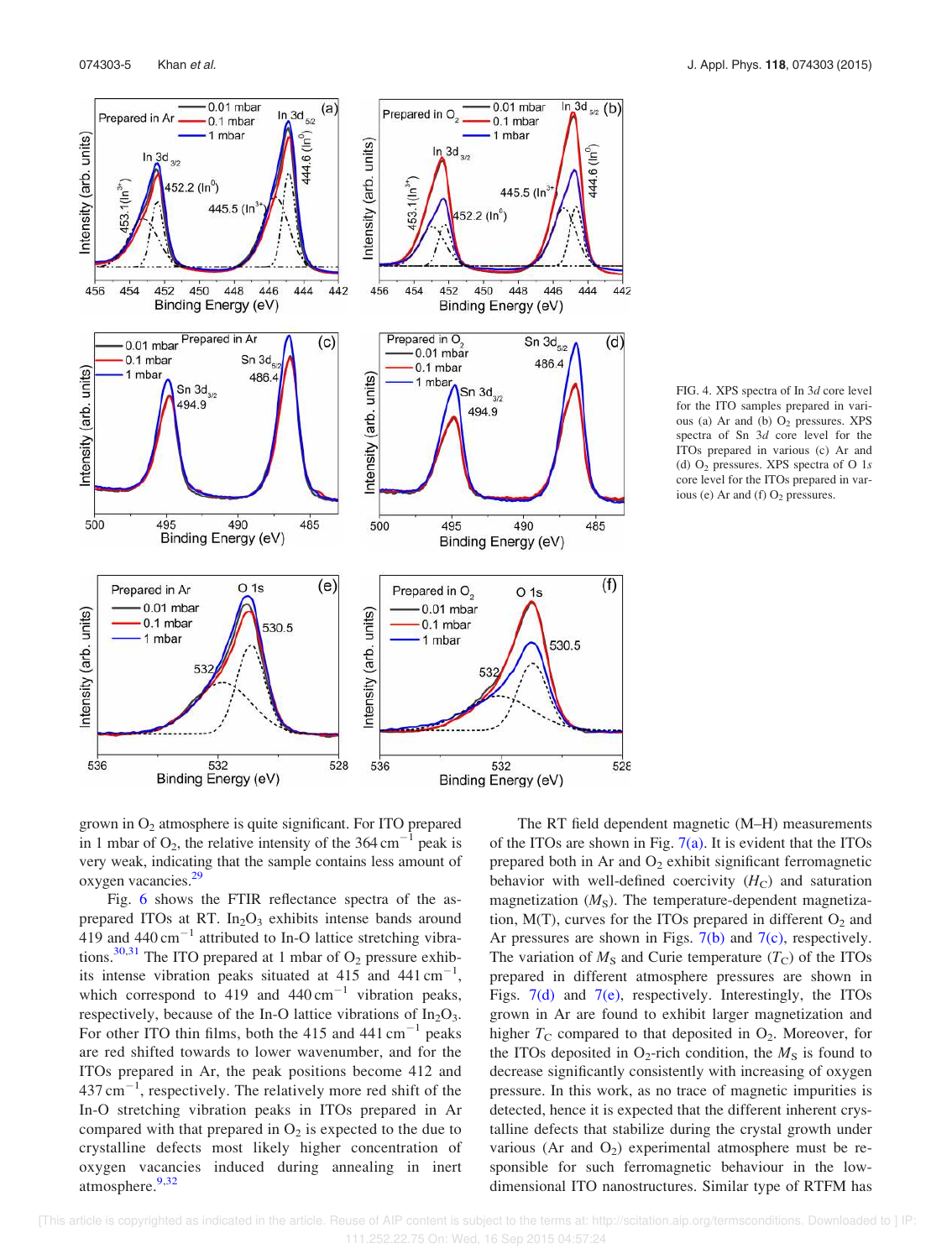FIG. 4. XPS spectra of In 3$d$ core level for the ITO samples prepared in various (a) Ar and (b) $O_2$ pressures. XPS spectra of Sn 3$d$ core level for the ITOs prepared in various (c) Ar and (d) $O_2$ pressures. XPS spectra of O 1$s$ core level for the ITOs prepared in various (e) Ar and (f) $O_2$ pressures.

grown in $O_2$ atmosphere is quite significant. For ITO prepared in 1 mbar of $O_2$, the relative intensity of the 364 $cm^{-1}$ peak is very weak, indicating that the sample contains less amount of oxygen vacancies.[29]

Fig. 6 shows the FTIR reflectance spectra of the as-prepared ITOs at RT. $In_2O_3$ exhibits intense bands around 419 and 440 $cm^{-1}$ attributed to In-O lattice stretching vibrations.[30,31] The ITO prepared at 1 mbar of $O_2$ pressure exhibits its intense vibration peaks situated at 415 and 441 $cm^{-1}$, which correspond to 419 and 440 $cm^{-1}$ vibration peaks, respectively, because of the In-O lattice vibrations of $In_2O_3$. For other ITO thin films, both the 415 and 441 $cm^{-1}$ peaks are red shifted towards to lower wavenumber, and for the ITOs prepared in Ar, the peak positions become 412 and 437 $cm^{-1}$, respectively. The relatively more red shift of the In-O stretching vibration peaks in ITOs prepared in Ar compared with that prepared in $O_2$ is expected to the due to crystalline defects most likely higher concentration of oxygen vacancies induced during annealing in inert atmosphere.[9,32]

The RT field dependent magnetic (M–H) measurements of the ITOs are shown in Fig. 7(a). It is evident that the ITOs prepared both in Ar and $O_2$ exhibit significant ferromagnetic behavior with well-defined coercivity ($H_C$) and saturation magnetization ($M_S$). The temperature-dependent magnetization, M(T), curves for the ITOs prepared in different $O_2$ and Ar pressures are shown in Figs. 7(b) and 7(c), respectively. The variation of $M_S$ and Curie temperature ($T_C$) of the ITOs prepared in different atmosphere pressures are shown in Figs. 7(d) and 7(e), respectively. Interestingly, the ITOs grown in Ar are found to exhibit larger magnetization and higher $T_C$ compared to that deposited in $O_2$. Moreover, for the ITOs deposited in $O_2$-rich condition, the $M_S$ is found to decrease significantly consistently with increasing of oxygen pressure. In this work, as no trace of magnetic impurities is detected, hence it is expected that the different inherent crystalline defects that stabilize during the crystal growth under various (Ar and $O_2$) experimental atmosphere must be responsible for such ferromagnetic behaviour in the low-dimensional ITO nanostructures. Similar type of RTFM has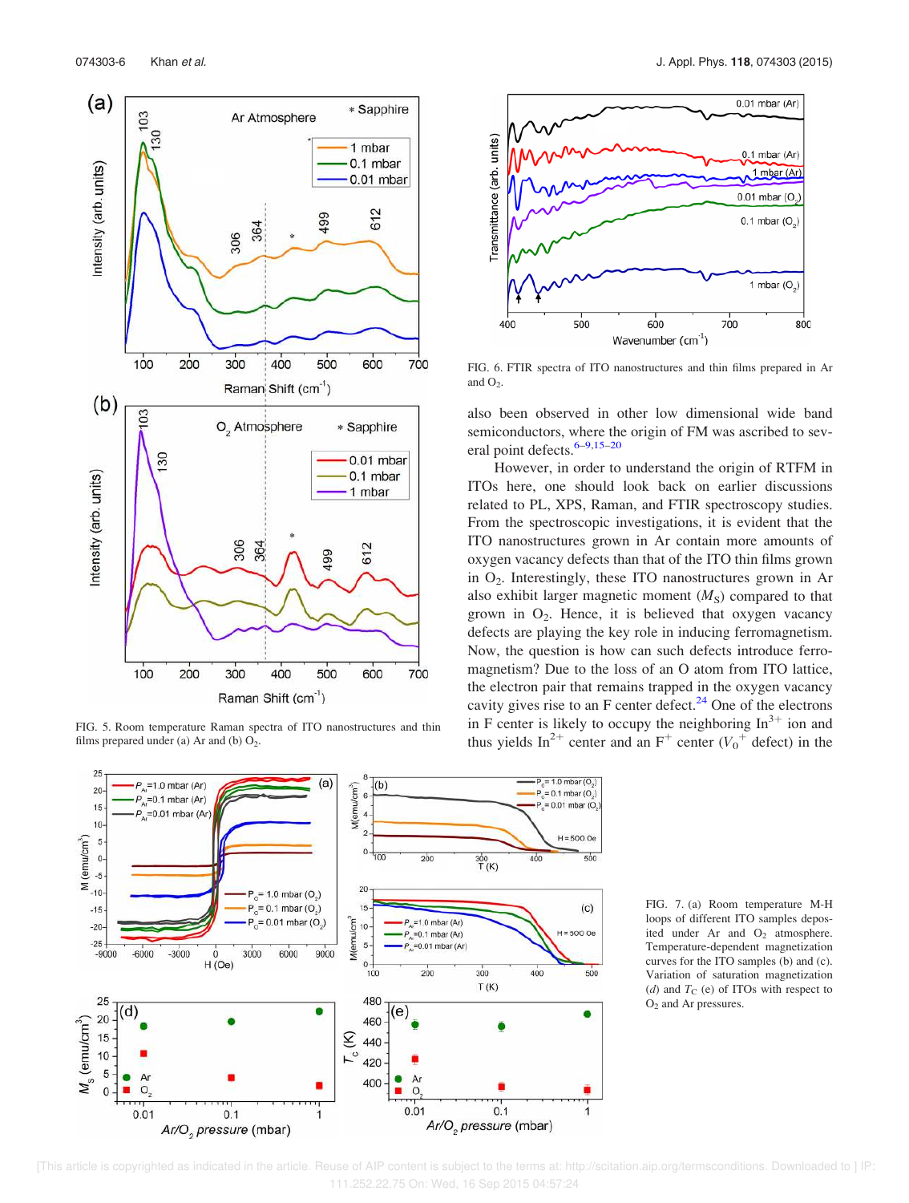FIG. 5. Room temperature Raman spectra of ITO nanostructures and thin films prepared under (a) Ar and (b) $O_2$.

FIG. 6. FTIR spectra of ITO nanostructures and thin films prepared in Ar and $O_2$.

also been observed in other low dimensional wide band semiconductors, where the origin of FM was ascribed to several point defects.[6–9,15–20]

However, in order to understand the origin of RTFM in ITOs here, one should look back on earlier discussions related to PL, XPS, Raman, and FTIR spectroscopy studies. From the spectroscopic investigations, it is evident that the ITO nanostructures grown in Ar contain more amounts of oxygen vacancy defects than that of the ITO thin films grown in $O_2$. Interestingly, these ITO nanostructures grown in Ar also exhibit larger magnetic moment ($M_S$) compared to that grown in $O_2$. Hence, it is believed that oxygen vacancy defects are playing the key role in inducing ferromagnetism. Now, the question is how can such defects introduce ferromagnetism? Due to the loss of an O atom from ITO lattice, the electron pair that remains trapped in the oxygen vacancy cavity gives rise to an F center defect.[24] One of the electrons in F center is likely to occupy the neighboring $In^{3+}$ ion and thus yields $In^{2+}$ center and an $F^+$ center ($V_0^+$ defect) in the

FIG. 7. (a) Room temperature M-H loops of different ITO samples deposited under Ar and $O_2$ atmosphere. Temperature-dependent magnetization curves for the ITO samples (b) and (c). Variation of saturation magnetization (*d*) and $T_C$ (e) of ITOs with respect to $O_2$ and Ar pressures.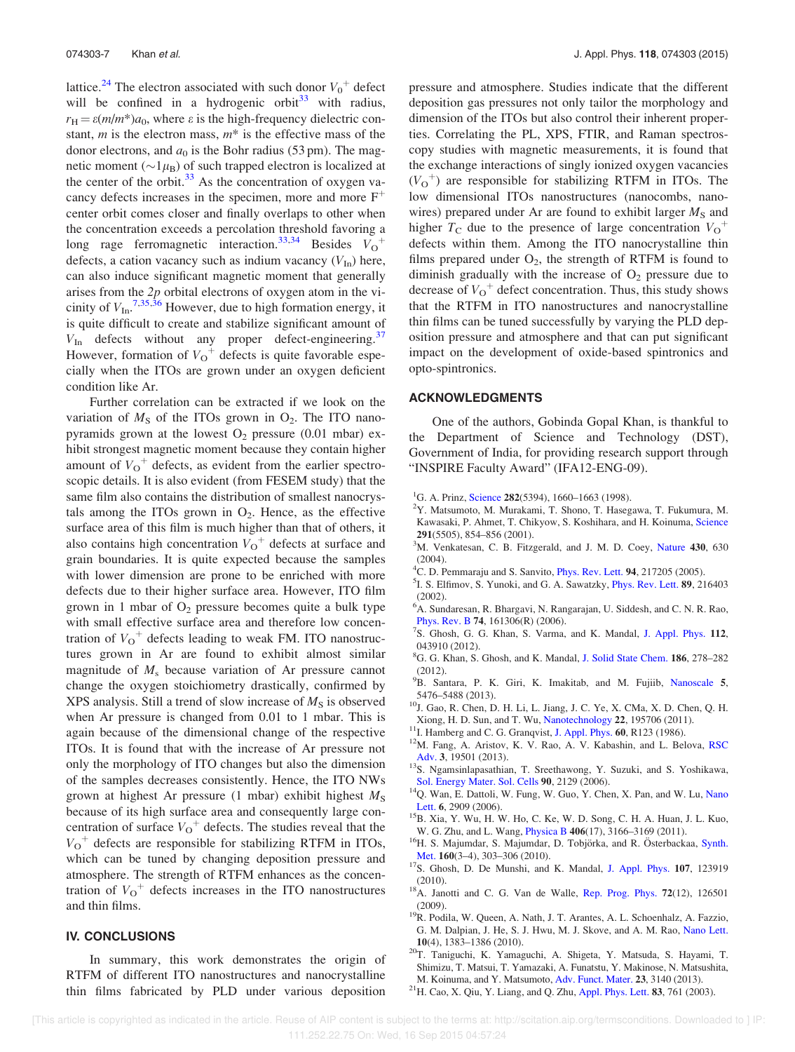lattice.[24] The electron associated with such donor $V_0^+$ defect will be confined in a hydrogenic orbit[33] with radius, $r_H = \varepsilon(m/m^*)a_0$, where $\varepsilon$ is the high-frequency dielectric constant, $m$ is the electron mass, $m^*$ is the effective mass of the donor electrons, and $a_0$ is the Bohr radius (53 pm). The magnetic moment ($\sim 1\mu_B$) of such trapped electron is localized at the center of the orbit.[33] As the concentration of oxygen vacancy defects increases in the specimen, more and more $F^+$ center orbit comes closer and finally overlaps to other when the concentration exceeds a percolation threshold favoring a long rage ferromagnetic interaction.[33,34] Besides $V_O^+$ defects, a cation vacancy such as indium vacancy ($V_{In}$) here, can also induce significant magnetic moment that generally arises from the *2p* orbital electrons of oxygen atom in the vicinity of $V_{In}$.[7,35,36] However, due to high formation energy, it is quite difficult to create and stabilize significant amount of $V_{In}$ defects without any proper defect-engineering.[37] However, formation of $V_O^+$ defects is quite favorable especially when the ITOs are grown under an oxygen deficient condition like Ar.

Further correlation can be extracted if we look on the variation of $M_S$ of the ITOs grown in $O_2$. The ITO nanopyramids grown at the lowest $O_2$ pressure (0.01 mbar) exhibit strongest magnetic moment because they contain higher amount of $V_O^+$ defects, as evident from the earlier spectroscopic details. It is also evident (from FESEM study) that the same film also contains the distribution of smallest nanocrystals among the ITOs grown in $O_2$. Hence, as the effective surface area of this film is much higher than that of others, it also contains high concentration $V_O^+$ defects at surface and grain boundaries. It is quite expected because the samples with lower dimension are prone to be enriched with more defects due to their higher surface area. However, ITO film grown in 1 mbar of $O_2$ pressure becomes quite a bulk type with small effective surface area and therefore low concentration of $V_O^+$ defects leading to weak FM. ITO nanostructures grown in Ar are found to exhibit almost similar magnitude of $M_s$ because variation of Ar pressure cannot change the oxygen stoichiometry drastically, confirmed by XPS analysis. Still a trend of slow increase of $M_S$ is observed when Ar pressure is changed from 0.01 to 1 mbar. This is again because of the dimensional change of the respective ITOs. It is found that with the increase of Ar pressure not only the morphology of ITO changes but also the dimension of the samples decreases consistently. Hence, the ITO NWs grown at highest Ar pressure (1 mbar) exhibit highest $M_S$ because of its high surface area and consequently large concentration of surface $V_O^+$ defects. The studies reveal that the $V_O^+$ defects are responsible for stabilizing RTFM in ITOs, which can be tuned by changing deposition pressure and atmosphere. The strength of RTFM enhances as the concentration of $V_O^+$ defects increases in the ITO nanostructures and thin films.

## IV. CONCLUSIONS

In summary, this work demonstrates the origin of RTFM of different ITO nanostructures and nanocrystalline thin films fabricated by PLD under various deposition pressure and atmosphere. Studies indicate that the different deposition gas pressures not only tailor the morphology and dimension of the ITOs but also control their inherent properties. Correlating the PL, XPS, FTIR, and Raman spectroscopy studies with magnetic measurements, it is found that the exchange interactions of singly ionized oxygen vacancies ($V_O^+$) are responsible for stabilizing RTFM in ITOs. The low dimensional ITOs nanostructures (nanocombs, nanowires) prepared under Ar are found to exhibit larger $M_S$ and higher $T_C$ due to the presence of large concentration $V_O^+$ defects within them. Among the ITO nanocrystalline thin films prepared under $O_2$, the strength of RTFM is found to diminish gradually with the increase of $O_2$ pressure due to decrease of $V_O^+$ defect concentration. Thus, this study shows that the RTFM in ITO nanostructures and nanocrystalline thin films can be tuned successfully by varying the PLD deposition pressure and atmosphere and that can put significant impact on the development of oxide-based spintronics and opto-spintronics.

## ACKNOWLEDGMENTS

One of the authors, Gobinda Gopal Khan, is thankful to the Department of Science and Technology (DST), Government of India, for providing research support through "INSPIRE Faculty Award" (IFA12-ENG-09).

[1] G. A. Prinz, Science **282**(5394), 1660–1663 (1998).
[2] Y. Matsumoto, M. Murakami, T. Shono, T. Hasegawa, T. Fukumura, M. Kawasaki, P. Ahmet, T. Chikyow, S. Koshihara, and H. Koinuma, Science **291**(5505), 854–856 (2001).
[3] M. Venkatesan, C. B. Fitzgerald, and J. M. D. Coey, Nature **430**, 630 (2004).
[4] C. D. Pemmaraju and S. Sanvito, Phys. Rev. Lett. **94**, 217205 (2005).
[5] I. S. Elfimov, S. Yunoki, and G. A. Sawatzky, Phys. Rev. Lett. **89**, 216403 (2002).
[6] A. Sundaresan, R. Bhargavi, N. Rangarajan, U. Siddesh, and C. N. R. Rao, Phys. Rev. B **74**, 161306(R) (2006).
[7] S. Ghosh, G. G. Khan, S. Varma, and K. Mandal, J. Appl. Phys. **112**, 043910 (2012).
[8] G. G. Khan, S. Ghosh, and K. Mandal, J. Solid State Chem. **186**, 278–282 (2012).
[9] B. Santara, P. K. Giri, K. Imakitab, and M. Fujiib, Nanoscale **5**, 5476–5488 (2013).
[10] J. Gao, R. Chen, D. H. Li, L. Jiang, J. C. Ye, X. CMa, X. D. Chen, Q. H. Xiong, H. D. Sun, and T. Wu, Nanotechnology **22**, 195706 (2011).
[11] I. Hamberg and C. G. Granqvist, J. Appl. Phys. **60**, R123 (1986).
[12] M. Fang, A. Aristov, K. V. Rao, A. V. Kabashin, and L. Belova, RSC Adv. **3**, 19501 (2013).
[13] S. Ngamsinlapasathian, T. Sreethawong, Y. Suzuki, and S. Yoshikawa, Sol. Energy Mater. Sol. Cells **90**, 2129 (2006).
[14] Q. Wan, E. Dattoli, W. Fung, W. Guo, Y. Chen, X. Pan, and W. Lu, Nano Lett. **6**, 2909 (2006).
[15] B. Xia, Y. Wu, H. W. Ho, C. Ke, W. D. Song, C. H. A. Huan, J. L. Kuo, W. G. Zhu, and L. Wang, Physica B **406**(17), 3166–3169 (2011).
[16] H. S. Majumdar, S. Majumdar, D. Tobjörka, and R. Österbackaa, Synth. Met. **160**(3–4), 303–306 (2010).
[17] S. Ghosh, D. De Munshi, and K. Mandal, J. Appl. Phys. **107**, 123919 (2010).
[18] A. Janotti and C. G. Van de Walle, Rep. Prog. Phys. **72**(12), 126501 (2009).
[19] R. Podila, W. Queen, A. Nath, J. T. Arantes, A. L. Schoenhalz, A. Fazzio, G. M. Dalpian, J. He, S. J. Hwu, M. J. Skove, and A. M. Rao, Nano Lett. **10**(4), 1383–1386 (2010).
[20] T. Taniguchi, K. Yamaguchi, A. Shigeta, Y. Matsuda, S. Hayami, T. Shimizu, T. Matsui, T. Yamazaki, A. Funatstu, Y. Makinose, N. Matsushita, M. Koinuma, and Y. Matsumoto, Adv. Funct. Mater. **23**, 3140 (2013).
[21] H. Cao, X. Qiu, Y. Liang, and Q. Zhu, Appl. Phys. Lett. **83**, 761 (2003).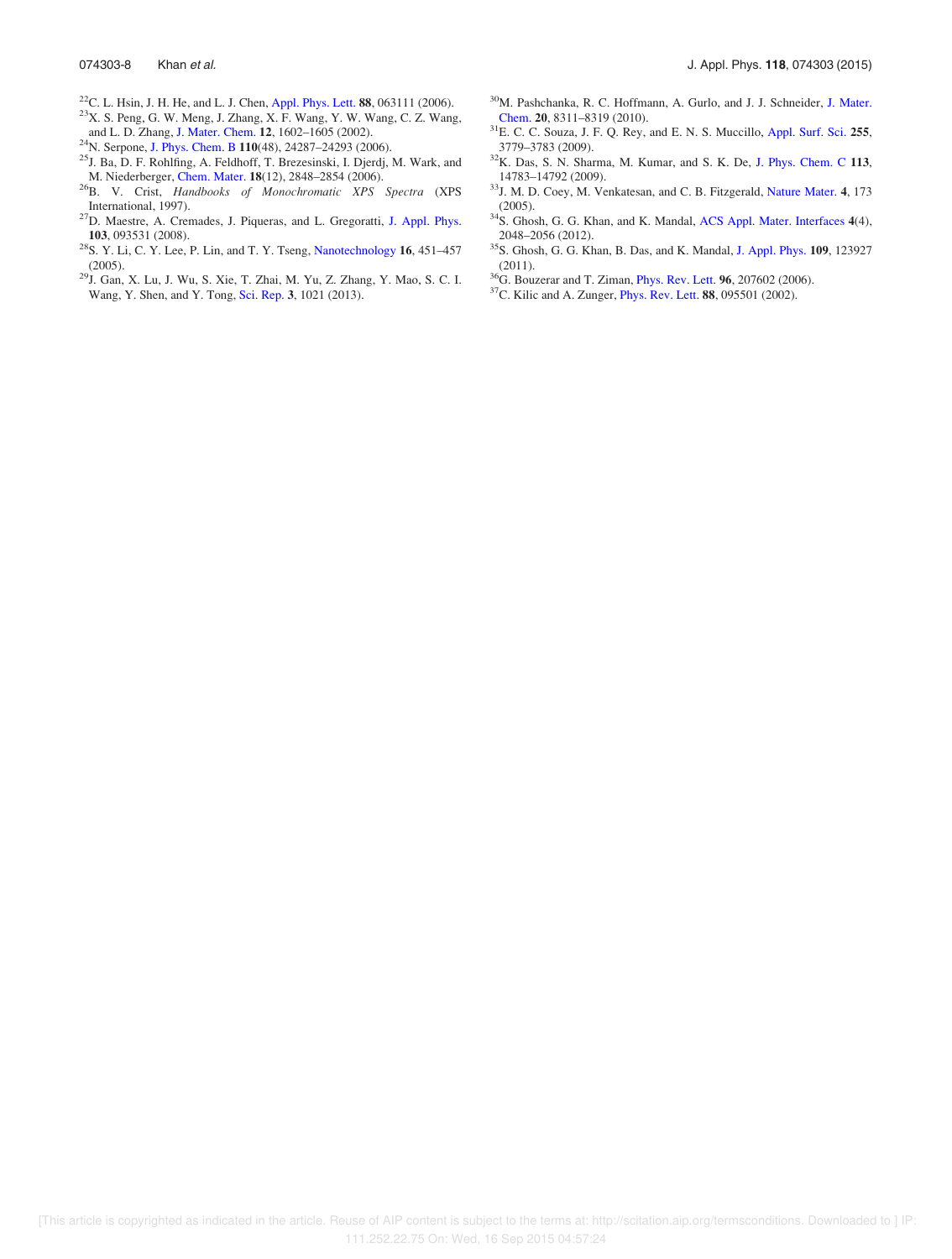[22] C. L. Hsin, J. H. He, and L. J. Chen, Appl. Phys. Lett. **88**, 063111 (2006).

[23] X. S. Peng, G. W. Meng, J. Zhang, X. F. Wang, Y. W. Wang, C. Z. Wang, and L. D. Zhang, J. Mater. Chem. **12**, 1602–1605 (2002).

[24] N. Serpone, J. Phys. Chem. B **110**(48), 24287–24293 (2006).

[25] J. Ba, D. F. Rohlfing, A. Feldhoff, T. Brezesinski, I. Djerdj, M. Wark, and M. Niederberger, Chem. Mater. **18**(12), 2848–2854 (2006).

[26] B. V. Crist, *Handbooks of Monochromatic XPS Spectra* (XPS International, 1997).

[27] D. Maestre, A. Cremades, J. Piqueras, and L. Gregoratti, J. Appl. Phys. **103**, 093531 (2008).

[28] S. Y. Li, C. Y. Lee, P. Lin, and T. Y. Tseng, Nanotechnology **16**, 451–457 (2005).

[29] J. Gan, X. Lu, J. Wu, S. Xie, T. Zhai, M. Yu, Z. Zhang, Y. Mao, S. C. I. Wang, Y. Shen, and Y. Tong, Sci. Rep. **3**, 1021 (2013).

[30] M. Pashchanka, R. C. Hoffmann, A. Gurlo, and J. J. Schneider, J. Mater. Chem. **20**, 8311–8319 (2010).

[31] E. C. C. Souza, J. F. Q. Rey, and E. N. S. Muccillo, Appl. Surf. Sci. **255**, 3779–3783 (2009).

[32] K. Das, S. N. Sharma, M. Kumar, and S. K. De, J. Phys. Chem. C **113**, 14783–14792 (2009).

[33] J. M. D. Coey, M. Venkatesan, and C. B. Fitzgerald, Nature Mater. **4**, 173 (2005).

[34] S. Ghosh, G. G. Khan, and K. Mandal, ACS Appl. Mater. Interfaces **4**(4), 2048–2056 (2012).

[35] S. Ghosh, G. G. Khan, B. Das, and K. Mandal, J. Appl. Phys. **109**, 123927 (2011).

[36] G. Bouzerar and T. Ziman, Phys. Rev. Lett. **96**, 207602 (2006).

[37] C. Kilic and A. Zunger, Phys. Rev. Lett. **88**, 095501 (2002).